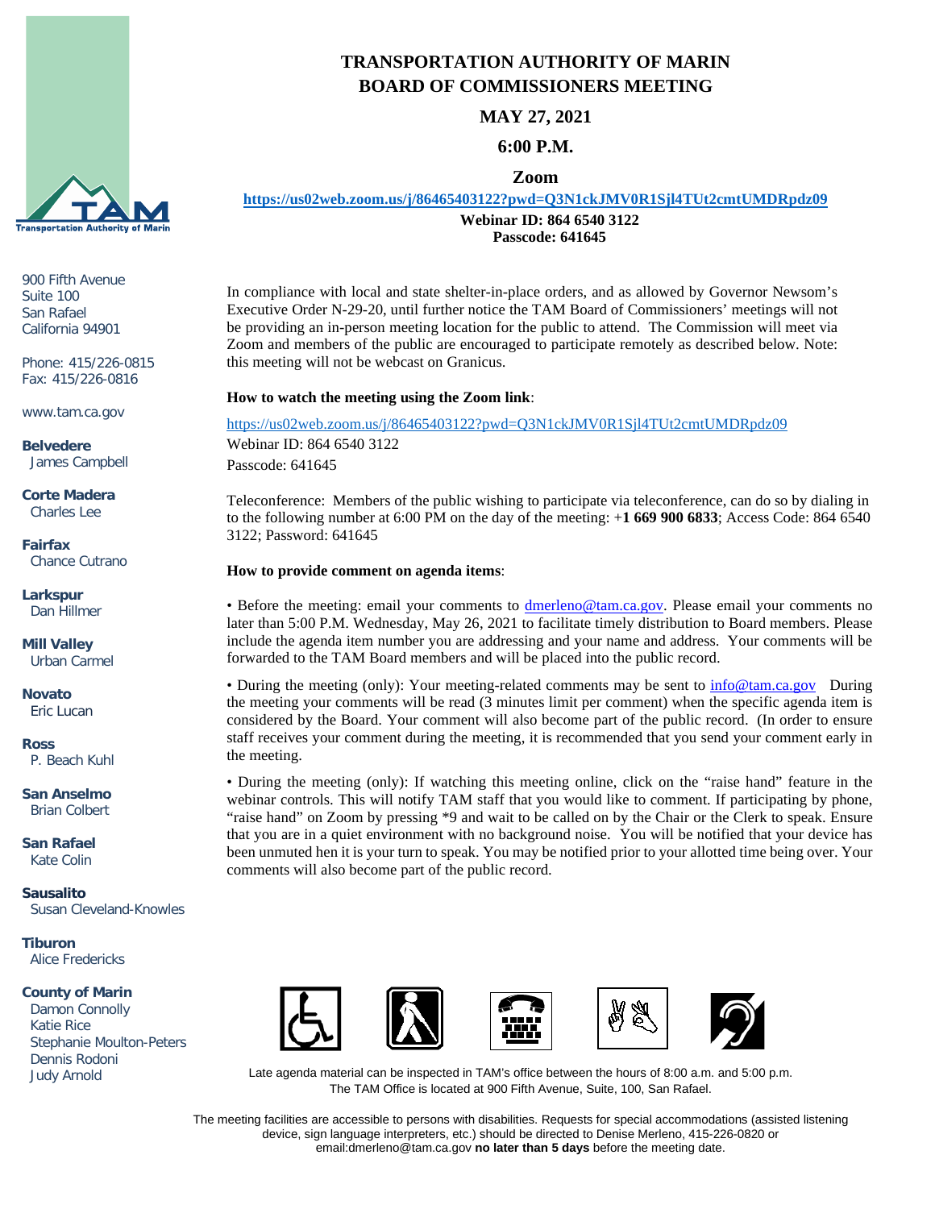# TRANSPORTATION AUTHORITY OF MARIN
## BOARD OF COMMISSIONERS MEETING

**MAY 27, 2021**

**6:00 P.M.**

**Zoom**

**https://us02web.zoom.us/j/86465403122?pwd=Q3N1ckJMV0R1Sjl4TUt2cmtUMDRpdz09**

**Webinar ID: 864 6540 3122**
**Passcode: 641645**

900 Fifth Avenue
Suite 100
San Rafael
California 94901

Phone: 415/226-0815
Fax: 415/226-0816

www.tam.ca.gov

**Belvedere**
James Campbell

**Corte Madera**
Charles Lee

**Fairfax**
Chance Cutrano

**Larkspur**
Dan Hillmer

**Mill Valley**
Urban Carmel

**Novato**
Eric Lucan

**Ross**
P. Beach Kuhl

**San Anselmo**
Brian Colbert

**San Rafael**
Kate Colin

**Sausalito**
Susan Cleveland-Knowles

**Tiburon**
Alice Fredericks

**County of Marin**
Damon Connolly
Katie Rice
Stephanie Moulton-Peters
Dennis Rodoni
Judy Arnold

In compliance with local and state shelter-in-place orders, and as allowed by Governor Newsom's Executive Order N-29-20, until further notice the TAM Board of Commissioners' meetings will not be providing an in-person meeting location for the public to attend. The Commission will meet via Zoom and members of the public are encouraged to participate remotely as described below. Note: this meeting will not be webcast on Granicus.

**How to watch the meeting using the Zoom link**:

https://us02web.zoom.us/j/86465403122?pwd=Q3N1ckJMV0R1Sjl4TUt2cmtUMDRpdz09
Webinar ID: 864 6540 3122
Passcode: 641645

Teleconference: Members of the public wishing to participate via teleconference, can do so by dialing in to the following number at 6:00 PM on the day of the meeting: +**1 669 900 6833**; Access Code: 864 6540 3122; Password: 641645

**How to provide comment on agenda items**:

• Before the meeting: email your comments to dmerleno@tam.ca.gov. Please email your comments no later than 5:00 P.M. Wednesday, May 26, 2021 to facilitate timely distribution to Board members. Please include the agenda item number you are addressing and your name and address. Your comments will be forwarded to the TAM Board members and will be placed into the public record.

• During the meeting (only): Your meeting-related comments may be sent to info@tam.ca.gov During the meeting your comments will be read (3 minutes limit per comment) when the specific agenda item is considered by the Board. Your comment will also become part of the public record. (In order to ensure staff receives your comment during the meeting, it is recommended that you send your comment early in the meeting.

• During the meeting (only): If watching this meeting online, click on the "raise hand" feature in the webinar controls. This will notify TAM staff that you would like to comment. If participating by phone, "raise hand" on Zoom by pressing *9 and wait to be called on by the Chair or the Clerk to speak. Ensure that you are in a quiet environment with no background noise. You will be notified that your device has been unmuted hen it is your turn to speak. You may be notified prior to your allotted time being over. Your comments will also become part of the public record.

Late agenda material can be inspected in TAM's office between the hours of 8:00 a.m. and 5:00 p.m. The TAM Office is located at 900 Fifth Avenue, Suite, 100, San Rafael.

The meeting facilities are accessible to persons with disabilities. Requests for special accommodations (assisted listening device, sign language interpreters, etc.) should be directed to Denise Merleno, 415-226-0820 or email:dmerleno@tam.ca.gov **no later than 5 days** before the meeting date.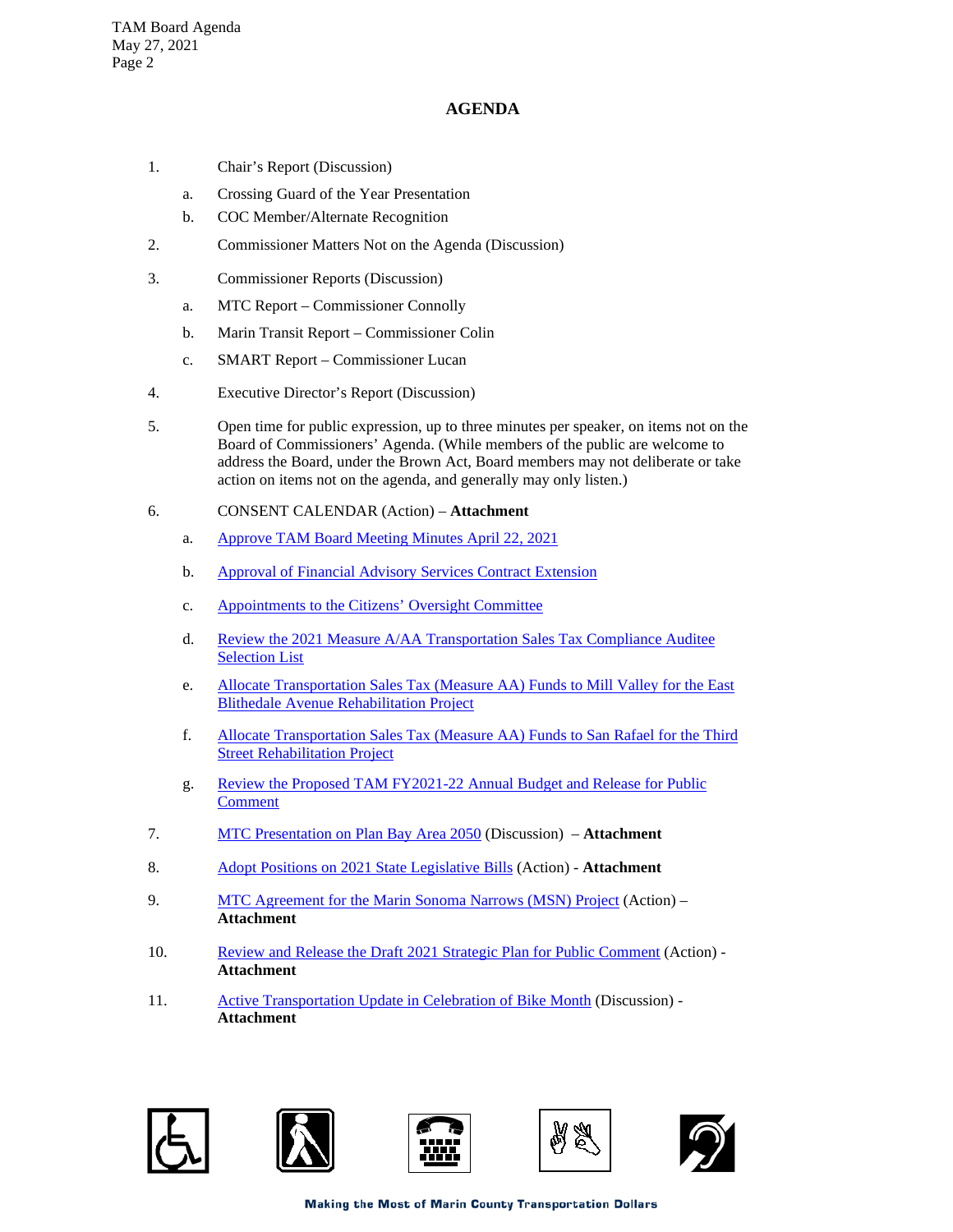## AGENDA

1. Chair's Report (Discussion)
   a. Crossing Guard of the Year Presentation
   b. COC Member/Alternate Recognition
2. Commissioner Matters Not on the Agenda (Discussion)
3. Commissioner Reports (Discussion)
   a. MTC Report – Commissioner Connolly
   b. Marin Transit Report – Commissioner Colin
   c. SMART Report – Commissioner Lucan
4. Executive Director's Report (Discussion)
5. Open time for public expression, up to three minutes per speaker, on items not on the Board of Commissioners' Agenda. (While members of the public are welcome to address the Board, under the Brown Act, Board members may not deliberate or take action on items not on the agenda, and generally may only listen.)
6. CONSENT CALENDAR (Action) – **Attachment**
   a. Approve TAM Board Meeting Minutes April 22, 2021
   b. Approval of Financial Advisory Services Contract Extension
   c. Appointments to the Citizens' Oversight Committee
   d. Review the 2021 Measure A/AA Transportation Sales Tax Compliance Auditee Selection List
   e. Allocate Transportation Sales Tax (Measure AA) Funds to Mill Valley for the East Blithedale Avenue Rehabilitation Project
   f. Allocate Transportation Sales Tax (Measure AA) Funds to San Rafael for the Third Street Rehabilitation Project
   g. Review the Proposed TAM FY2021-22 Annual Budget and Release for Public Comment
7. MTC Presentation on Plan Bay Area 2050 (Discussion) – **Attachment**
8. Adopt Positions on 2021 State Legislative Bills (Action) - **Attachment**
9. MTC Agreement for the Marin Sonoma Narrows (MSN) Project (Action) – **Attachment**
10. Review and Release the Draft 2021 Strategic Plan for Public Comment (Action) - **Attachment**
11. Active Transportation Update in Celebration of Bike Month (Discussion) - **Attachment**

Making the Most of Marin County Transportation Dollars